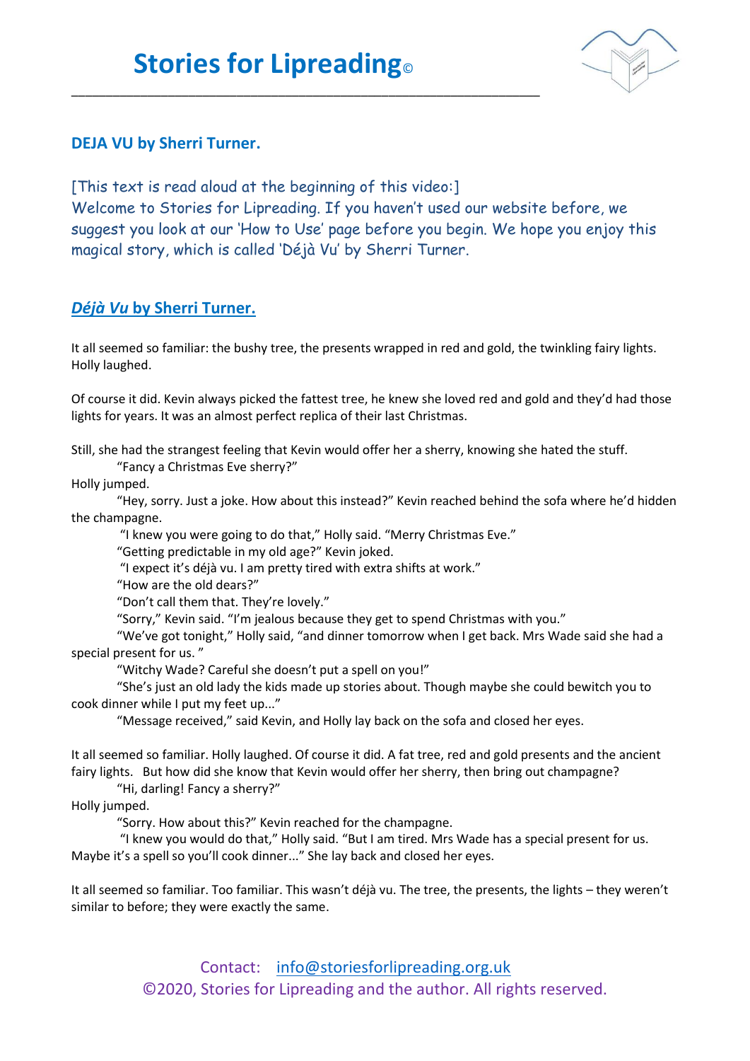# Stories for Lipreading©

## DEJA VU by Sherri Turner.

[This text is read aloud at the beginning of this video:]
Welcome to Stories for Lipreading. If you haven't used our website before, we suggest you look at our 'How to Use' page before you begin. We hope you enjoy this magical story, which is called 'Déjà Vu' by Sherri Turner.

## *Déjà Vu* by Sherri Turner.

It all seemed so familiar: the bushy tree, the presents wrapped in red and gold, the twinkling fairy lights. Holly laughed.

Of course it did. Kevin always picked the fattest tree, he knew she loved red and gold and they'd had those lights for years. It was an almost perfect replica of their last Christmas.

Still, she had the strangest feeling that Kevin would offer her a sherry, knowing she hated the stuff.

"Fancy a Christmas Eve sherry?"

Holly jumped.

"Hey, sorry. Just a joke. How about this instead?" Kevin reached behind the sofa where he'd hidden the champagne.

"I knew you were going to do that," Holly said. "Merry Christmas Eve."

"Getting predictable in my old age?" Kevin joked.

"I expect it's déjà vu. I am pretty tired with extra shifts at work."

"How are the old dears?"

"Don't call them that. They're lovely."

"Sorry," Kevin said. "I'm jealous because they get to spend Christmas with you."

"We've got tonight," Holly said, "and dinner tomorrow when I get back. Mrs Wade said she had a special present for us. "

"Witchy Wade? Careful she doesn't put a spell on you!"

"She's just an old lady the kids made up stories about. Though maybe she could bewitch you to cook dinner while I put my feet up..."

"Message received," said Kevin, and Holly lay back on the sofa and closed her eyes.

It all seemed so familiar. Holly laughed. Of course it did. A fat tree, red and gold presents and the ancient fairy lights. But how did she know that Kevin would offer her sherry, then bring out champagne?

"Hi, darling! Fancy a sherry?"

Holly jumped.

"Sorry. How about this?" Kevin reached for the champagne.

"I knew you would do that," Holly said. "But I am tired. Mrs Wade has a special present for us. Maybe it's a spell so you'll cook dinner..." She lay back and closed her eyes.

It all seemed so familiar. Too familiar. This wasn't déjà vu. The tree, the presents, the lights – they weren't similar to before; they were exactly the same.

Contact: info@storiesforlipreading.org.uk
©2020, Stories for Lipreading and the author. All rights reserved.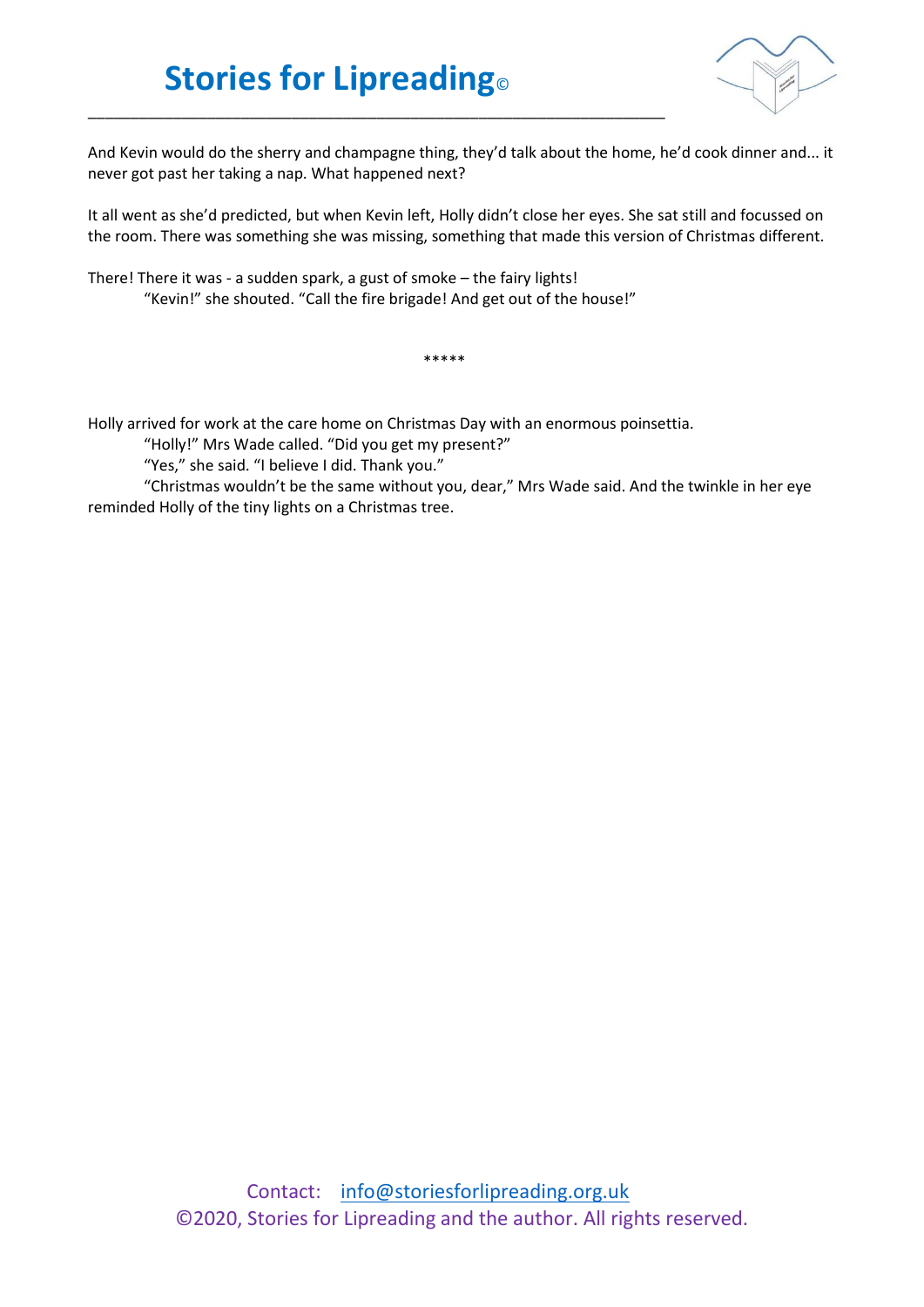And Kevin would do the sherry and champagne thing, they'd talk about the home, he'd cook dinner and... it never got past her taking a nap. What happened next?

It all went as she'd predicted, but when Kevin left, Holly didn't close her eyes. She sat still and focussed on the room. There was something she was missing, something that made this version of Christmas different.

There! There it was - a sudden spark, a gust of smoke – the fairy lights!

"Kevin!" she shouted. "Call the fire brigade! And get out of the house!"

*****

Holly arrived for work at the care home on Christmas Day with an enormous poinsettia.

"Holly!" Mrs Wade called. "Did you get my present?"

"Yes," she said. "I believe I did. Thank you."

"Christmas wouldn't be the same without you, dear," Mrs Wade said. And the twinkle in her eye reminded Holly of the tiny lights on a Christmas tree.

Contact: info@storiesforlipreading.org.uk
©2020, Stories for Lipreading and the author. All rights reserved.